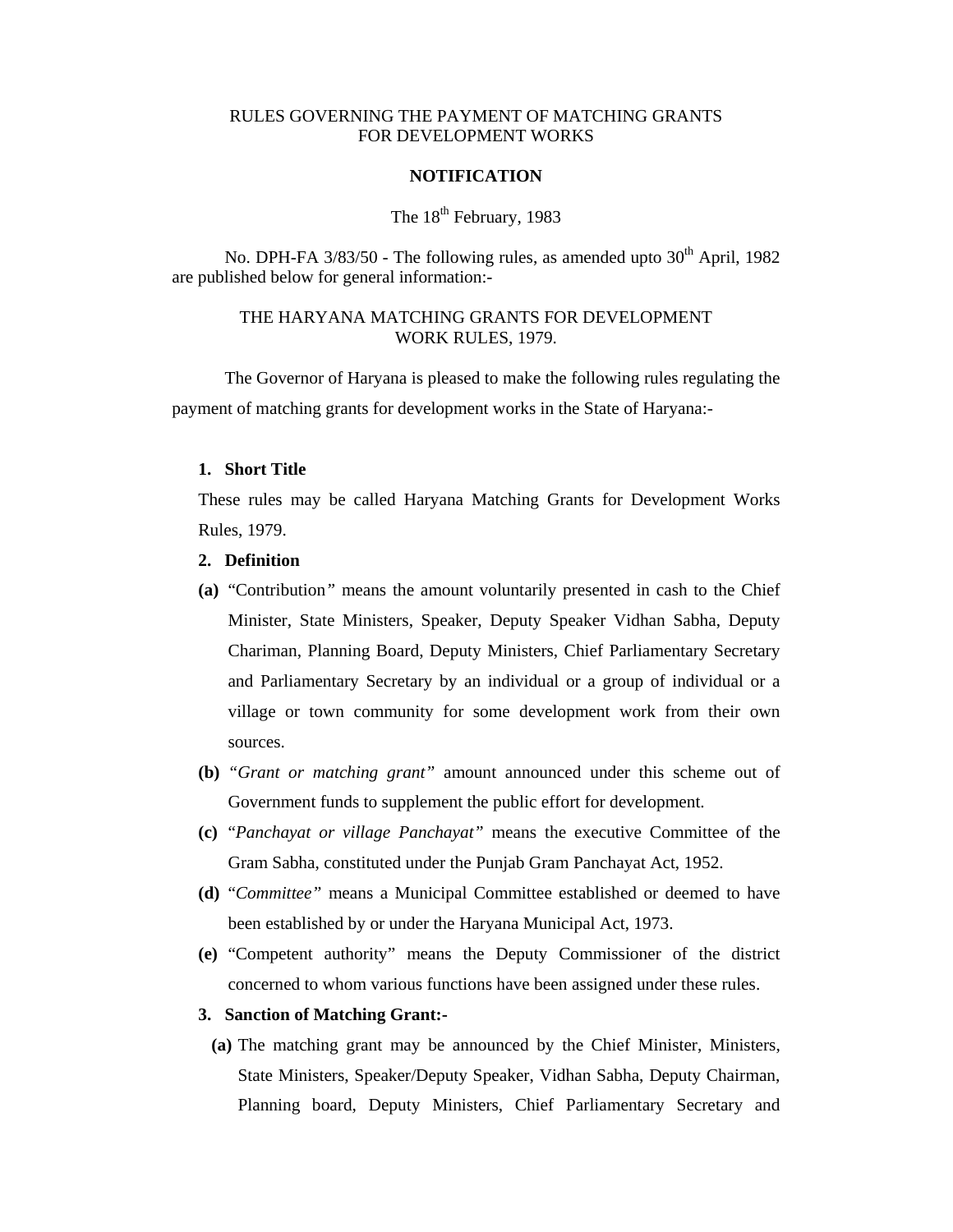RULES GOVERNING THE PAYMENT OF MATCHING GRANTS FOR DEVELOPMENT WORKS

**NOTIFICATION**

The 18th February, 1983

No. DPH-FA 3/83/50 - The following rules, as amended upto 30th April, 1982 are published below for general information:-

THE HARYANA MATCHING GRANTS FOR DEVELOPMENT WORK RULES, 1979.

The Governor of Haryana is pleased to make the following rules regulating the payment of matching grants for development works in the State of Haryana:-

1. **Short Title**

These rules may be called Haryana Matching Grants for Development Works Rules, 1979.

2. **Definition**

**(a)** "Contribution" means the amount voluntarily presented in cash to the Chief Minister, State Ministers, Speaker, Deputy Speaker Vidhan Sabha, Deputy Chariman, Planning Board, Deputy Ministers, Chief Parliamentary Secretary and Parliamentary Secretary by an individual or a group of individual or a village or town community for some development work from their own sources.

**(b)** *"Grant or matching grant"* amount announced under this scheme out of Government funds to supplement the public effort for development.

**(c)** "*Panchayat or village Panchayat"* means the executive Committee of the Gram Sabha, constituted under the Punjab Gram Panchayat Act, 1952.

**(d)** "*Committee"* means a Municipal Committee established or deemed to have been established by or under the Haryana Municipal Act, 1973.

**(e)** "Competent authority" means the Deputy Commissioner of the district concerned to whom various functions have been assigned under these rules.

3. **Sanction of Matching Grant:-**

**(a)** The matching grant may be announced by the Chief Minister, Ministers, State Ministers, Speaker/Deputy Speaker, Vidhan Sabha, Deputy Chairman, Planning board, Deputy Ministers, Chief Parliamentary Secretary and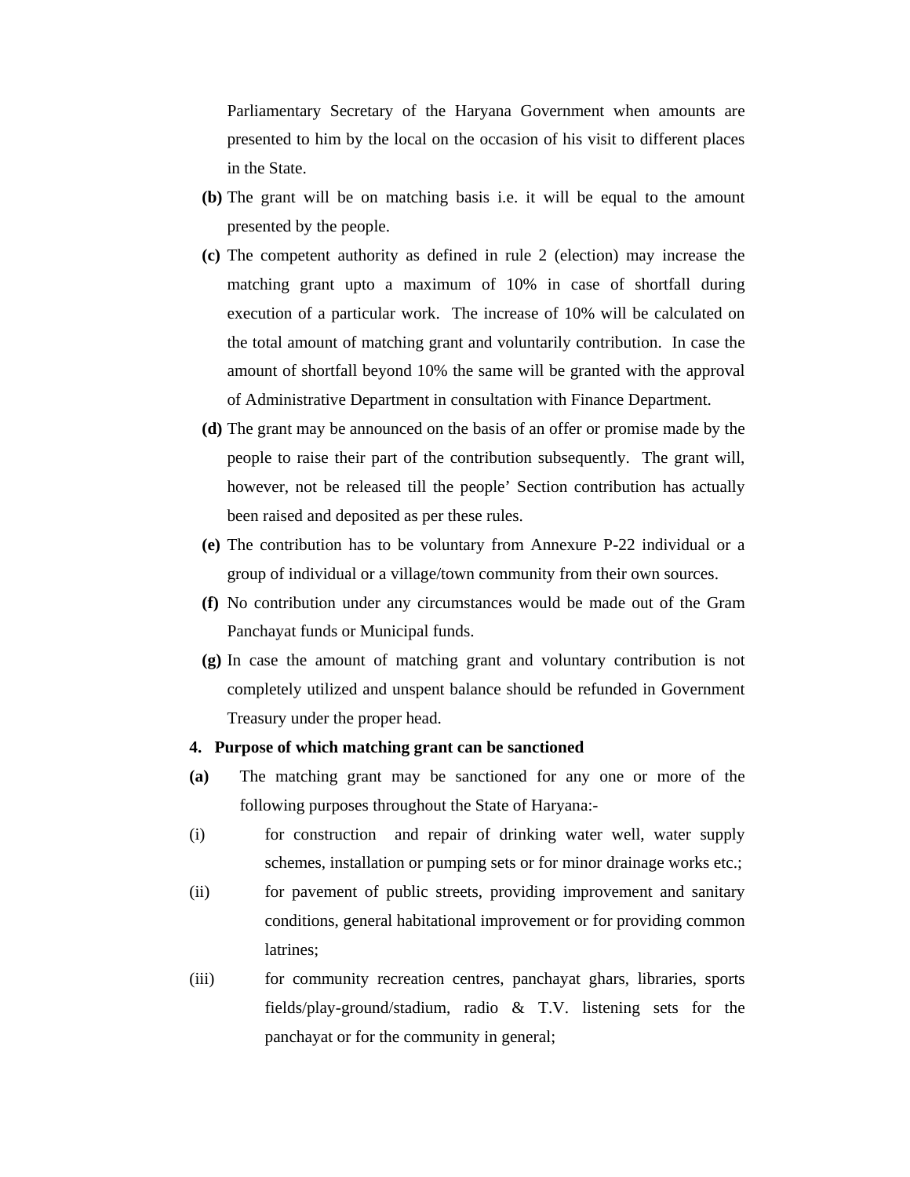Parliamentary Secretary of the Haryana Government when amounts are presented to him by the local on the occasion of his visit to different places in the State.

**(b)** The grant will be on matching basis i.e. it will be equal to the amount presented by the people.

**(c)** The competent authority as defined in rule 2 (election) may increase the matching grant upto a maximum of 10% in case of shortfall during execution of a particular work. The increase of 10% will be calculated on the total amount of matching grant and voluntarily contribution. In case the amount of shortfall beyond 10% the same will be granted with the approval of Administrative Department in consultation with Finance Department.

**(d)** The grant may be announced on the basis of an offer or promise made by the people to raise their part of the contribution subsequently. The grant will, however, not be released till the people' Section contribution has actually been raised and deposited as per these rules.

**(e)** The contribution has to be voluntary from Annexure P-22 individual or a group of individual or a village/town community from their own sources.

**(f)** No contribution under any circumstances would be made out of the Gram Panchayat funds or Municipal funds.

**(g)** In case the amount of matching grant and voluntary contribution is not completely utilized and unspent balance should be refunded in Government Treasury under the proper head.

**4. Purpose of which matching grant can be sanctioned**

**(a)** The matching grant may be sanctioned for any one or more of the following purposes throughout the State of Haryana:-

(i) for construction and repair of drinking water well, water supply schemes, installation or pumping sets or for minor drainage works etc.;

(ii) for pavement of public streets, providing improvement and sanitary conditions, general habitational improvement or for providing common latrines;

(iii) for community recreation centres, panchayat ghars, libraries, sports fields/play-ground/stadium, radio & T.V. listening sets for the panchayat or for the community in general;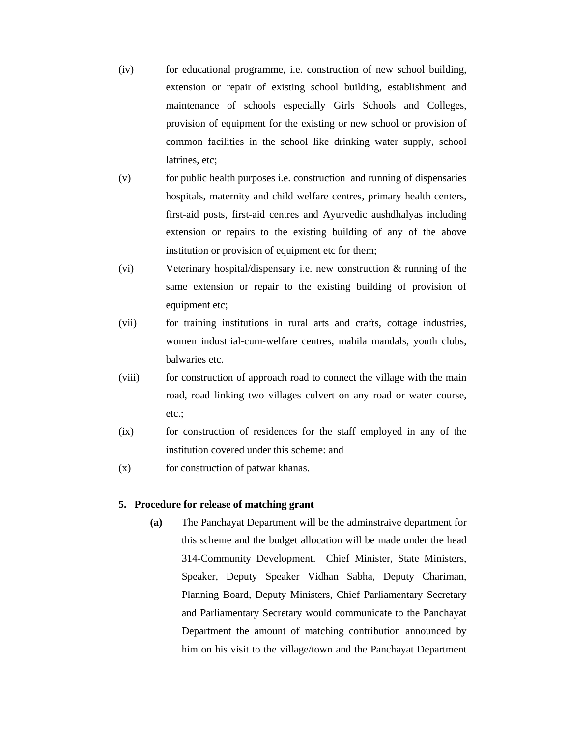(iv) for educational programme, i.e. construction of new school building, extension or repair of existing school building, establishment and maintenance of schools especially Girls Schools and Colleges, provision of equipment for the existing or new school or provision of common facilities in the school like drinking water supply, school latrines, etc;

(v) for public health purposes i.e. construction and running of dispensaries hospitals, maternity and child welfare centres, primary health centers, first-aid posts, first-aid centres and Ayurvedic aushdhalyas including extension or repairs to the existing building of any of the above institution or provision of equipment etc for them;

(vi) Veterinary hospital/dispensary i.e. new construction & running of the same extension or repair to the existing building of provision of equipment etc;

(vii) for training institutions in rural arts and crafts, cottage industries, women industrial-cum-welfare centres, mahila mandals, youth clubs, balwaries etc.

(viii) for construction of approach road to connect the village with the main road, road linking two villages culvert on any road or water course, etc.;

(ix) for construction of residences for the staff employed in any of the institution covered under this scheme: and

(x) for construction of patwar khanas.

**5. Procedure for release of matching grant**

**(a)** The Panchayat Department will be the adminstraive department for this scheme and the budget allocation will be made under the head 314-Community Development. Chief Minister, State Ministers, Speaker, Deputy Speaker Vidhan Sabha, Deputy Chariman, Planning Board, Deputy Ministers, Chief Parliamentary Secretary and Parliamentary Secretary would communicate to the Panchayat Department the amount of matching contribution announced by him on his visit to the village/town and the Panchayat Department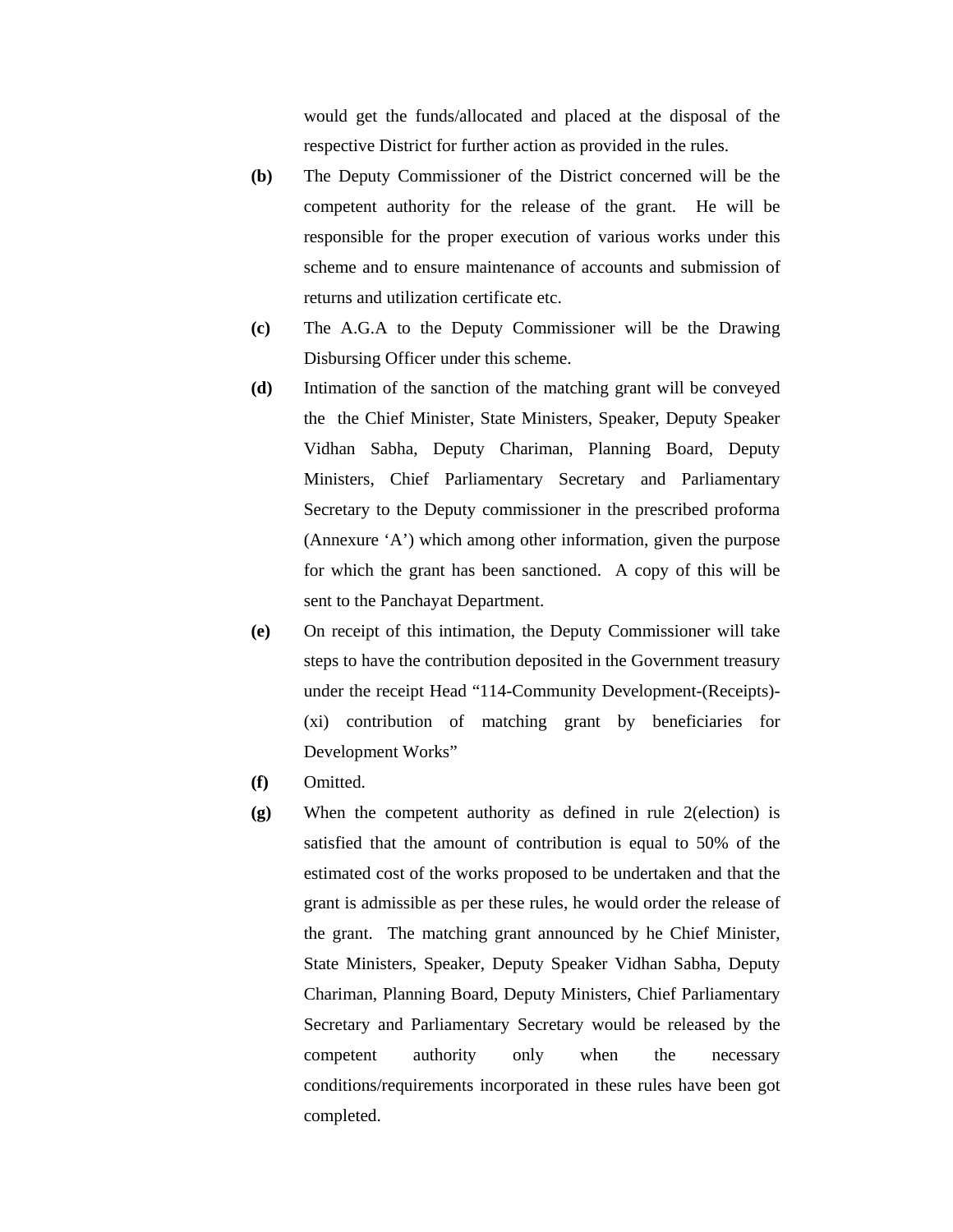would get the funds/allocated and placed at the disposal of the respective District for further action as provided in the rules.

**(b)** The Deputy Commissioner of the District concerned will be the competent authority for the release of the grant. He will be responsible for the proper execution of various works under this scheme and to ensure maintenance of accounts and submission of returns and utilization certificate etc.

**(c)** The A.G.A to the Deputy Commissioner will be the Drawing Disbursing Officer under this scheme.

**(d)** Intimation of the sanction of the matching grant will be conveyed the the Chief Minister, State Ministers, Speaker, Deputy Speaker Vidhan Sabha, Deputy Chariman, Planning Board, Deputy Ministers, Chief Parliamentary Secretary and Parliamentary Secretary to the Deputy commissioner in the prescribed proforma (Annexure 'A') which among other information, given the purpose for which the grant has been sanctioned. A copy of this will be sent to the Panchayat Department.

**(e)** On receipt of this intimation, the Deputy Commissioner will take steps to have the contribution deposited in the Government treasury under the receipt Head "114-Community Development-(Receipts)-(xi) contribution of matching grant by beneficiaries for Development Works"

**(f)** Omitted.

**(g)** When the competent authority as defined in rule 2(election) is satisfied that the amount of contribution is equal to 50% of the estimated cost of the works proposed to be undertaken and that the grant is admissible as per these rules, he would order the release of the grant. The matching grant announced by he Chief Minister, State Ministers, Speaker, Deputy Speaker Vidhan Sabha, Deputy Chariman, Planning Board, Deputy Ministers, Chief Parliamentary Secretary and Parliamentary Secretary would be released by the competent authority only when the necessary conditions/requirements incorporated in these rules have been got completed.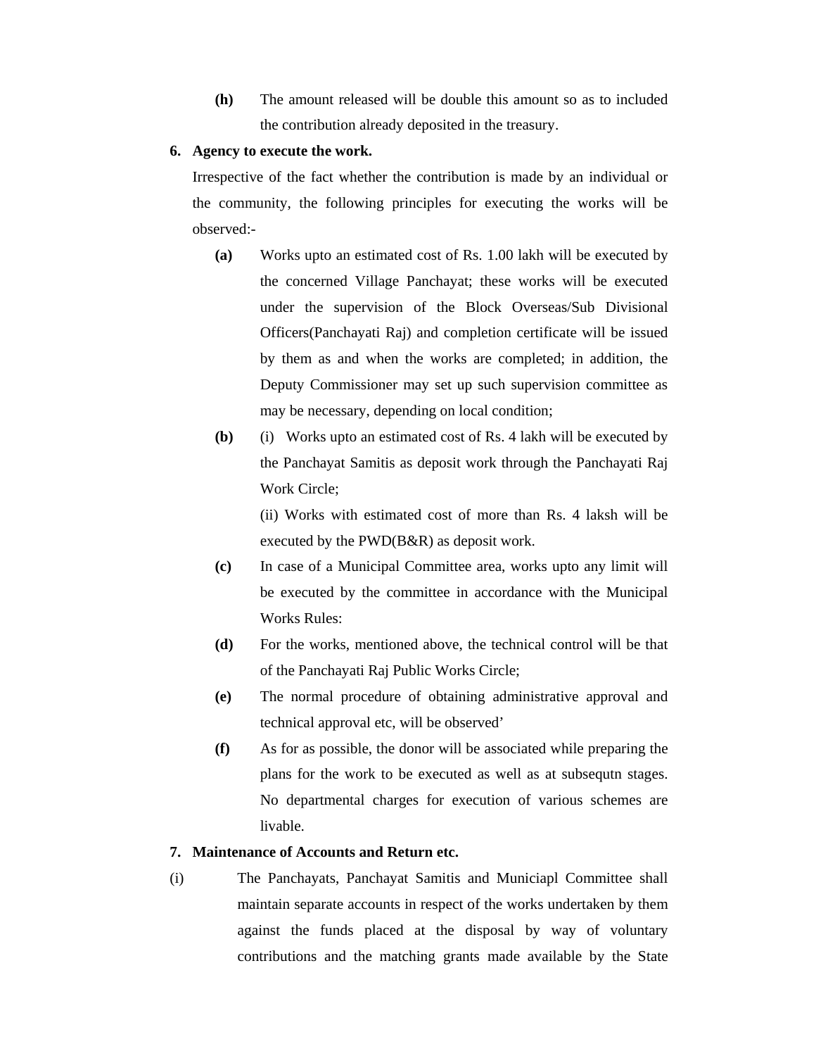**(h)** The amount released will be double this amount so as to included the contribution already deposited in the treasury.

**6. Agency to execute the work.**

Irrespective of the fact whether the contribution is made by an individual or the community, the following principles for executing the works will be observed:-

**(a)** Works upto an estimated cost of Rs. 1.00 lakh will be executed by the concerned Village Panchayat; these works will be executed under the supervision of the Block Overseas/Sub Divisional Officers(Panchayati Raj) and completion certificate will be issued by them as and when the works are completed; in addition, the Deputy Commissioner may set up such supervision committee as may be necessary, depending on local condition;

**(b)** (i) Works upto an estimated cost of Rs. 4 lakh will be executed by the Panchayat Samitis as deposit work through the Panchayati Raj Work Circle;

(ii) Works with estimated cost of more than Rs. 4 laksh will be executed by the PWD(B&R) as deposit work.

**(c)** In case of a Municipal Committee area, works upto any limit will be executed by the committee in accordance with the Municipal Works Rules:

**(d)** For the works, mentioned above, the technical control will be that of the Panchayati Raj Public Works Circle;

**(e)** The normal procedure of obtaining administrative approval and technical approval etc, will be observed'

**(f)** As for as possible, the donor will be associated while preparing the plans for the work to be executed as well as at subsequtn stages. No departmental charges for execution of various schemes are livable.

**7. Maintenance of Accounts and Return etc.**

(i) The Panchayats, Panchayat Samitis and Municiapl Committee shall maintain separate accounts in respect of the works undertaken by them against the funds placed at the disposal by way of voluntary contributions and the matching grants made available by the State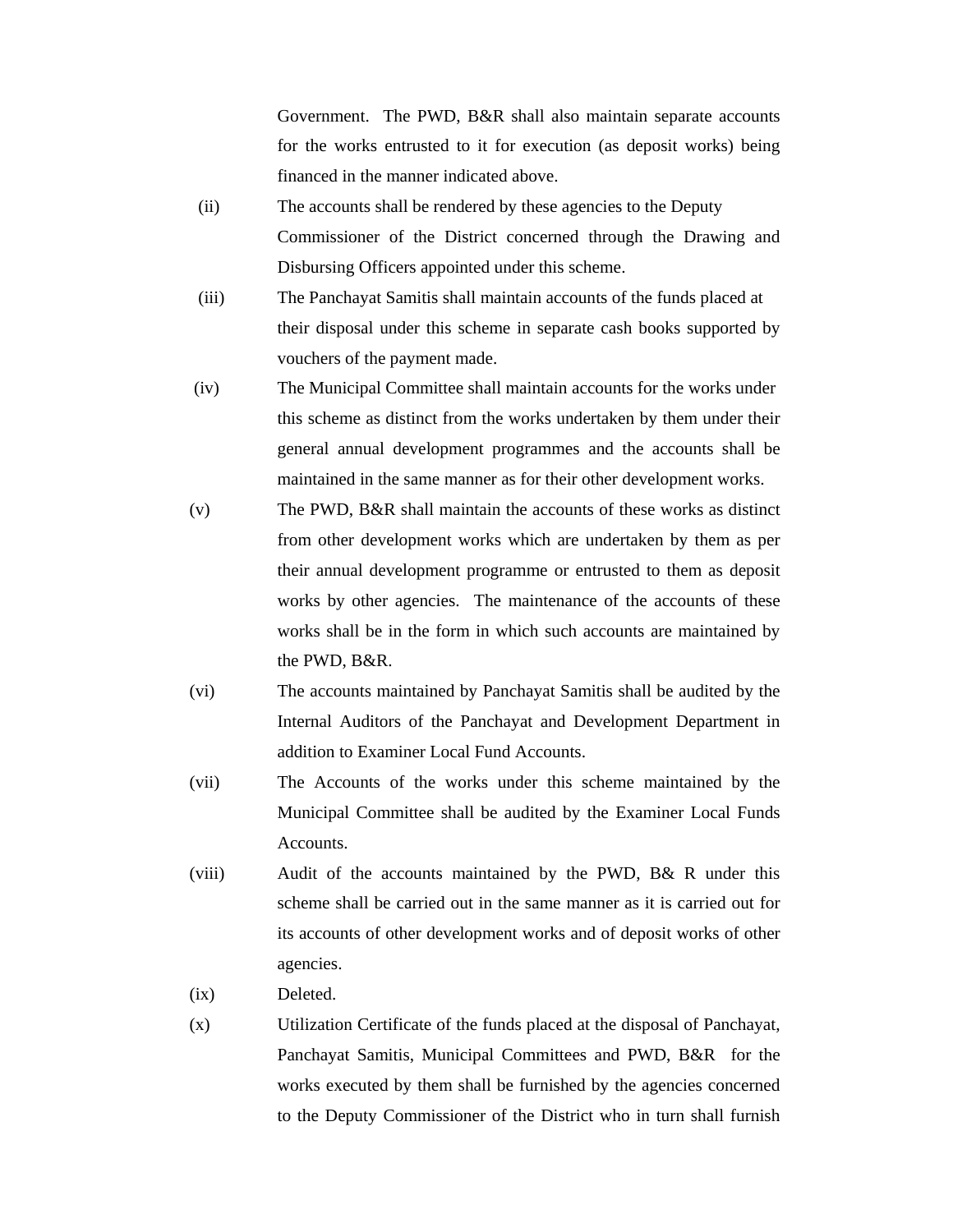Government. The PWD, B&R shall also maintain separate accounts for the works entrusted to it for execution (as deposit works) being financed in the manner indicated above.

(ii) The accounts shall be rendered by these agencies to the Deputy Commissioner of the District concerned through the Drawing and Disbursing Officers appointed under this scheme.

(iii) The Panchayat Samitis shall maintain accounts of the funds placed at their disposal under this scheme in separate cash books supported by vouchers of the payment made.

(iv) The Municipal Committee shall maintain accounts for the works under this scheme as distinct from the works undertaken by them under their general annual development programmes and the accounts shall be maintained in the same manner as for their other development works.

(v) The PWD, B&R shall maintain the accounts of these works as distinct from other development works which are undertaken by them as per their annual development programme or entrusted to them as deposit works by other agencies. The maintenance of the accounts of these works shall be in the form in which such accounts are maintained by the PWD, B&R.

(vi) The accounts maintained by Panchayat Samitis shall be audited by the Internal Auditors of the Panchayat and Development Department in addition to Examiner Local Fund Accounts.

(vii) The Accounts of the works under this scheme maintained by the Municipal Committee shall be audited by the Examiner Local Funds Accounts.

(viii) Audit of the accounts maintained by the PWD, B& R under this scheme shall be carried out in the same manner as it is carried out for its accounts of other development works and of deposit works of other agencies.

(ix) Deleted.

(x) Utilization Certificate of the funds placed at the disposal of Panchayat, Panchayat Samitis, Municipal Committees and PWD, B&R for the works executed by them shall be furnished by the agencies concerned to the Deputy Commissioner of the District who in turn shall furnish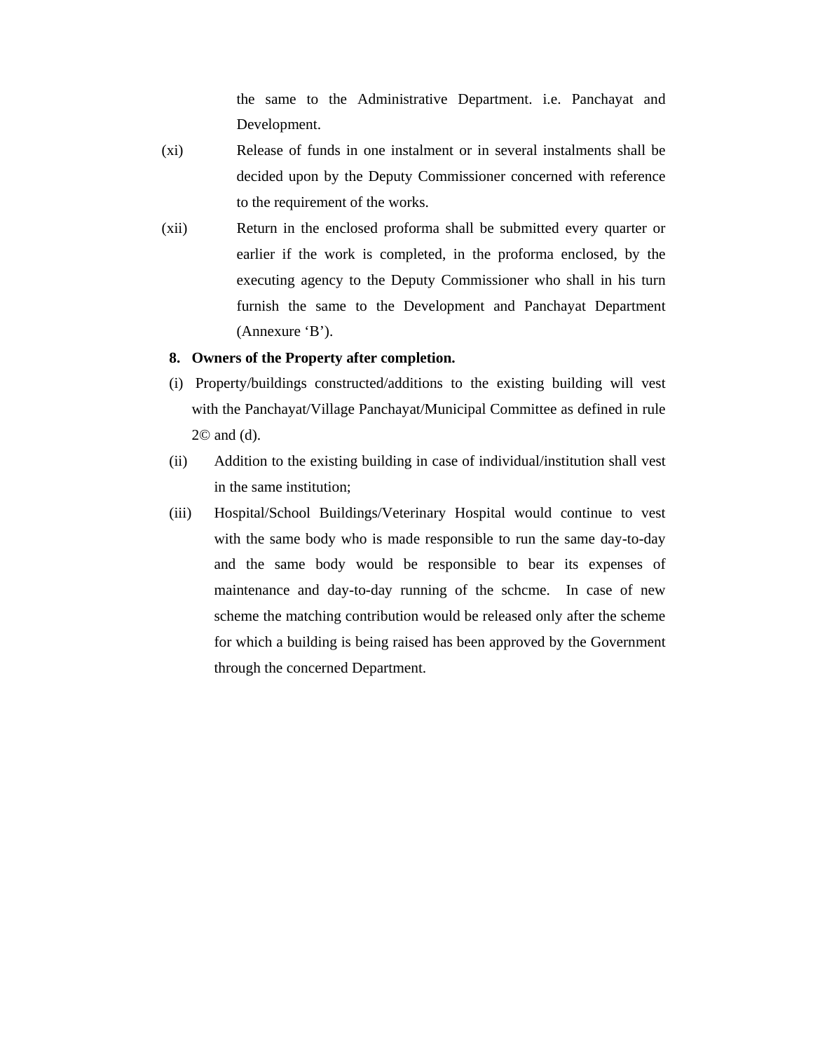the same to the Administrative Department. i.e. Panchayat and Development.

(xi) Release of funds in one instalment or in several instalments shall be decided upon by the Deputy Commissioner concerned with reference to the requirement of the works.

(xii) Return in the enclosed proforma shall be submitted every quarter or earlier if the work is completed, in the proforma enclosed, by the executing agency to the Deputy Commissioner who shall in his turn furnish the same to the Development and Panchayat Department (Annexure ‘B’).

**8. Owners of the Property after completion.**

(i) Property/buildings constructed/additions to the existing building will vest with the Panchayat/Village Panchayat/Municipal Committee as defined in rule 2© and (d).

(ii) Addition to the existing building in case of individual/institution shall vest in the same institution;

(iii) Hospital/School Buildings/Veterinary Hospital would continue to vest with the same body who is made responsible to run the same day-to-day and the same body would be responsible to bear its expenses of maintenance and day-to-day running of the schcme. In case of new scheme the matching contribution would be released only after the scheme for which a building is being raised has been approved by the Government through the concerned Department.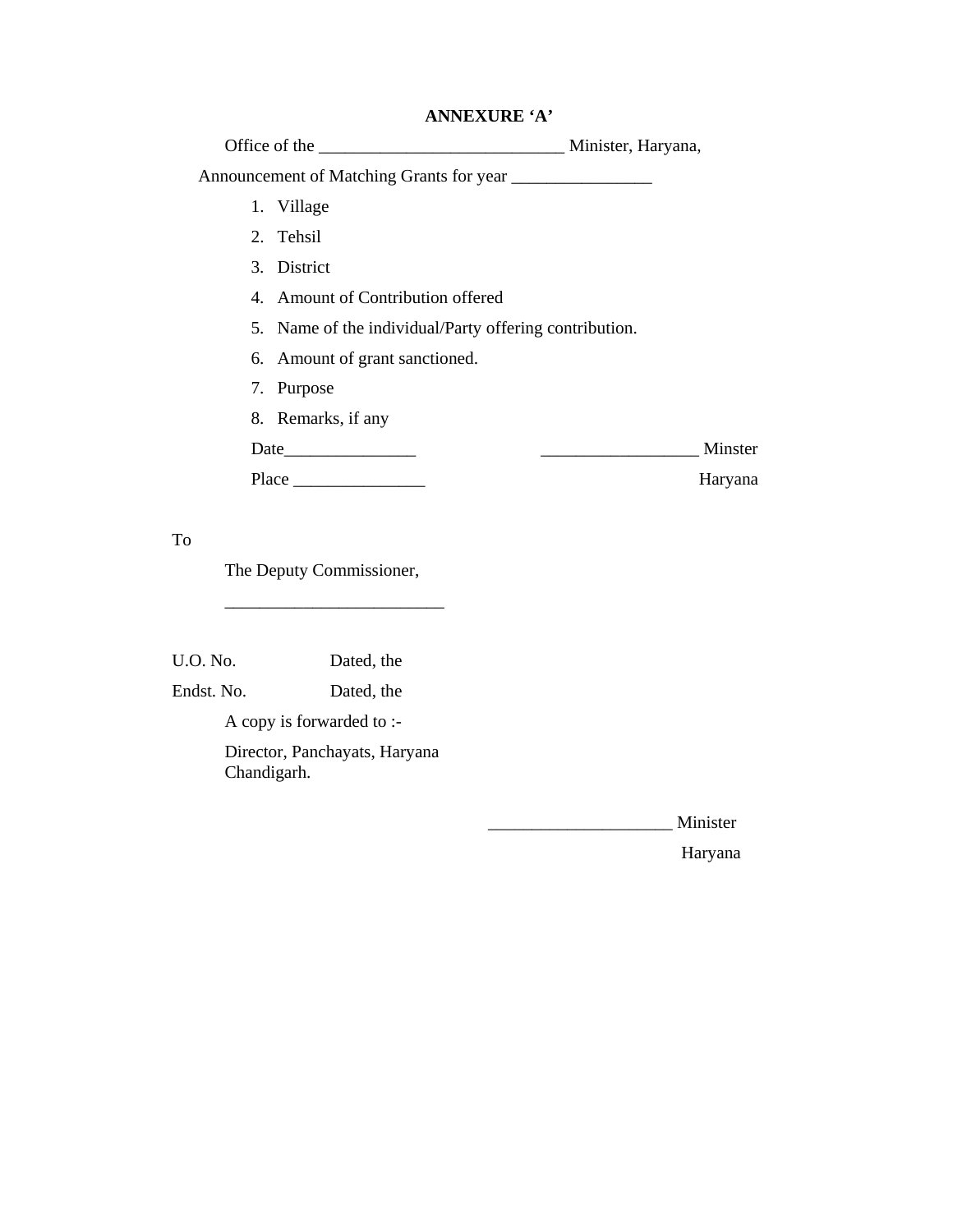**ANNEXURE 'A'**

Office of the ____________________________ Minister, Haryana,

Announcement of Matching Grants for year ________________

1. Village
2. Tehsil
3. District
4. Amount of Contribution offered
5. Name of the individual/Party offering contribution.
6. Amount of grant sanctioned.
7. Purpose
8. Remarks, if any

Date_______________ __________________ Minster

Place _______________ Haryana

To

The Deputy Commissioner,

_________________________

U.O. No. Dated, the

Endst. No. Dated, the

A copy is forwarded to :-

Director, Panchayats, Haryana Chandigarh.

_____________________ Minister

Haryana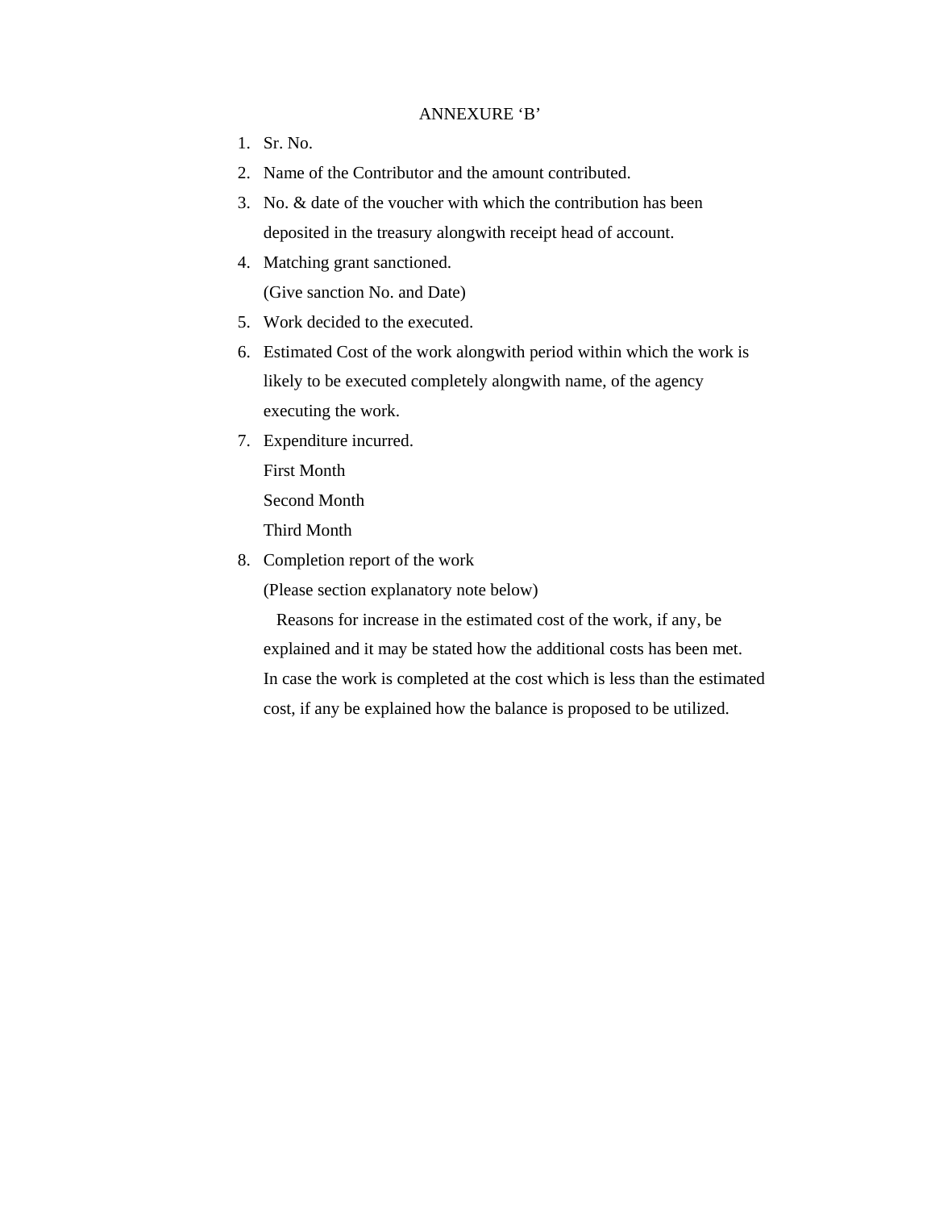# ANNEXURE 'B'

1. Sr. No.
2. Name of the Contributor and the amount contributed.
3. No. & date of the voucher with which the contribution has been deposited in the treasury alongwith receipt head of account.
4. Matching grant sanctioned.
   (Give sanction No. and Date)
5. Work decided to the executed.
6. Estimated Cost of the work alongwith period within which the work is likely to be executed completely alongwith name, of the agency executing the work.
7. Expenditure incurred.
   First Month
   Second Month
   Third Month
8. Completion report of the work
   (Please section explanatory note below)

   Reasons for increase in the estimated cost of the work, if any, be explained and it may be stated how the additional costs has been met. In case the work is completed at the cost which is less than the estimated cost, if any be explained how the balance is proposed to be utilized.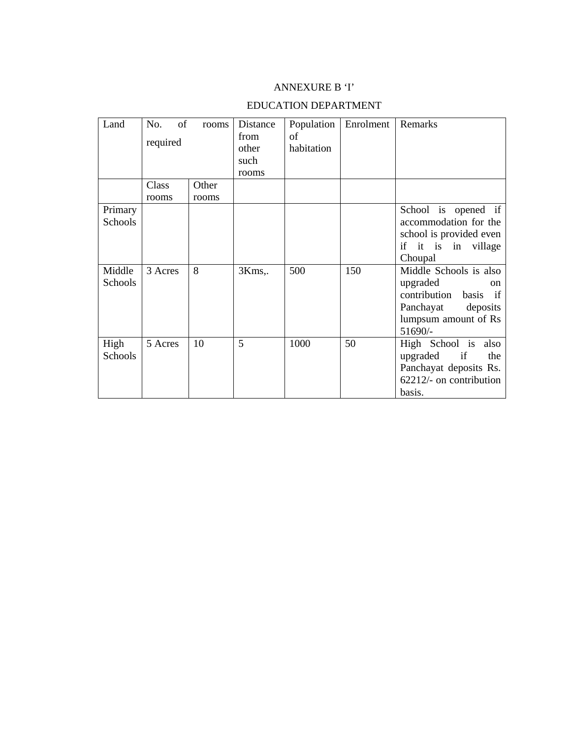ANNEXURE B 'I'

EDUCATION DEPARTMENT

| Land | No. of rooms required | | Distance from other such rooms | Population of habitation | Enrolment | Remarks |
|---|---|---|---|---|---|---|
| | Class rooms | Other rooms | | | | |
| Primary Schools | | | | | | School is opened if accommodation for the school is provided even if it is in village Choupal |
| Middle Schools | 3 Acres | 8 | 3Kms,. | 500 | 150 | Middle Schools is also upgraded on contribution basis if Panchayat deposits lumpsum amount of Rs 51690/- |
| High Schools | 5 Acres | 10 | 5 | 1000 | 50 | High School is also upgraded if the Panchayat deposits Rs. 62212/- on contribution basis. |